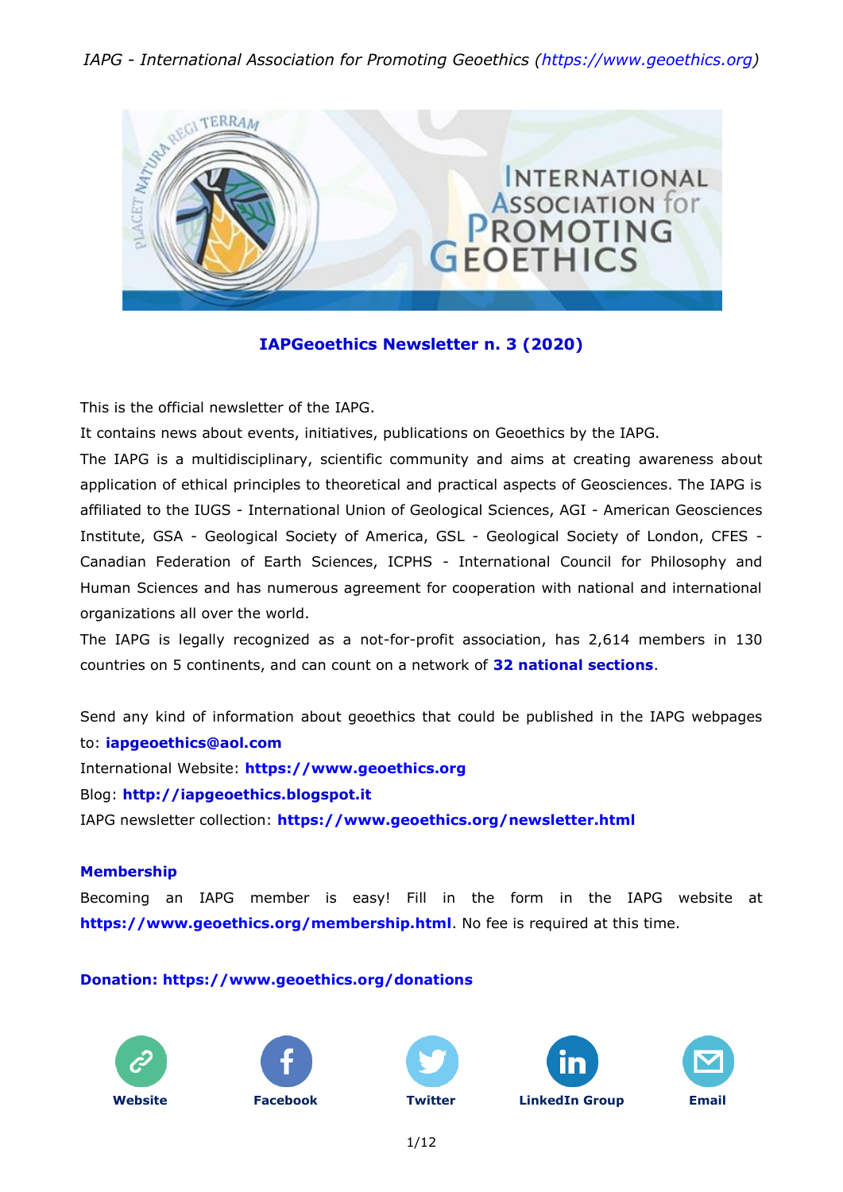*IAPG - International Association for Promoting Geoethics (https://www.geoethics.org)*

## IAPGeoethics Newsletter n. 3 (2020)

This is the official newsletter of the IAPG.

It contains news about events, initiatives, publications on Geoethics by the IAPG.

The IAPG is a multidisciplinary, scientific community and aims at creating awareness about application of ethical principles to theoretical and practical aspects of Geosciences. The IAPG is affiliated to the IUGS - International Union of Geological Sciences, AGI - American Geosciences Institute, GSA - Geological Society of America, GSL - Geological Society of London, CFES - Canadian Federation of Earth Sciences, ICPHS - International Council for Philosophy and Human Sciences and has numerous agreement for cooperation with national and international organizations all over the world.

The IAPG is legally recognized as a not-for-profit association, has 2,614 members in 130 countries on 5 continents, and can count on a network of **32 national sections**.

Send any kind of information about geoethics that could be published in the IAPG webpages to: **iapgeoethics@aol.com**

International Website: **https://www.geoethics.org**

Blog: **http://iapgeoethics.blogspot.it**

IAPG newsletter collection: **https://www.geoethics.org/newsletter.html**

### Membership

Becoming an IAPG member is easy! Fill in the form in the IAPG website at **https://www.geoethics.org/membership.html**. No fee is required at this time.

**Donation: https://www.geoethics.org/donations**

**Website** **Facebook** **Twitter** **LinkedIn Group** **Email**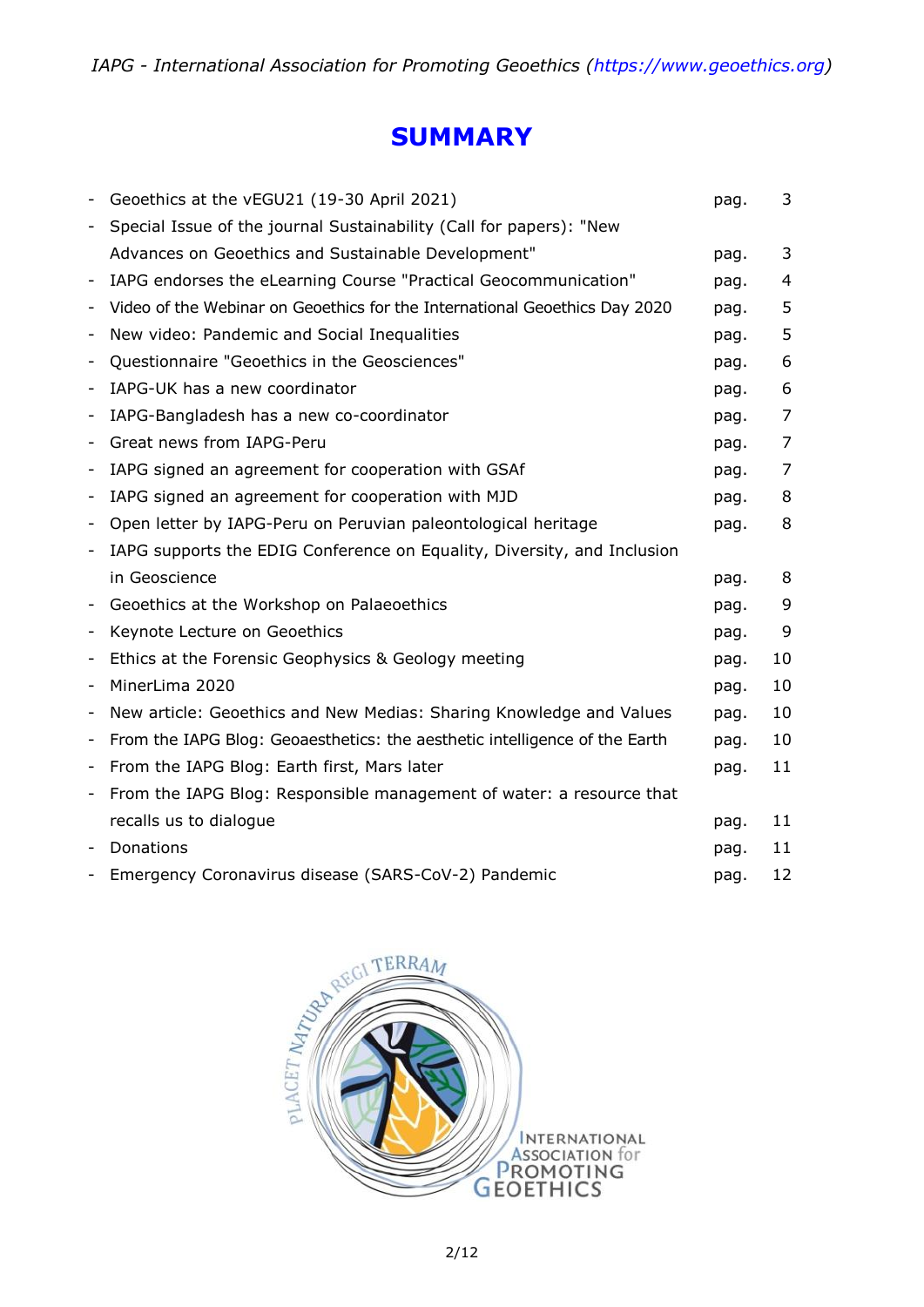# SUMMARY

| | | |
|---|---|---|
| - Geoethics at the vEGU21 (19-30 April 2021) | pag. | 3 |
| - Special Issue of the journal Sustainability (Call for papers): "New Advances on Geoethics and Sustainable Development" | pag. | 3 |
| - IAPG endorses the eLearning Course "Practical Geocommunication" | pag. | 4 |
| - Video of the Webinar on Geoethics for the International Geoethics Day 2020 | pag. | 5 |
| - New video: Pandemic and Social Inequalities | pag. | 5 |
| - Questionnaire "Geoethics in the Geosciences" | pag. | 6 |
| - IAPG-UK has a new coordinator | pag. | 6 |
| - IAPG-Bangladesh has a new co-coordinator | pag. | 7 |
| - Great news from IAPG-Peru | pag. | 7 |
| - IAPG signed an agreement for cooperation with GSAf | pag. | 7 |
| - IAPG signed an agreement for cooperation with MJD | pag. | 8 |
| - Open letter by IAPG-Peru on Peruvian paleontological heritage | pag. | 8 |
| - IAPG supports the EDIG Conference on Equality, Diversity, and Inclusion in Geoscience | pag. | 8 |
| - Geoethics at the Workshop on Palaeoethics | pag. | 9 |
| - Keynote Lecture on Geoethics | pag. | 9 |
| - Ethics at the Forensic Geophysics & Geology meeting | pag. | 10 |
| - MinerLima 2020 | pag. | 10 |
| - New article: Geoethics and New Medias: Sharing Knowledge and Values | pag. | 10 |
| - From the IAPG Blog: Geoaesthetics: the aesthetic intelligence of the Earth | pag. | 10 |
| - From the IAPG Blog: Earth first, Mars later | pag. | 11 |
| - From the IAPG Blog: Responsible management of water: a resource that recalls us to dialogue | pag. | 11 |
| - Donations | pag. | 11 |
| - Emergency Coronavirus disease (SARS-CoV-2) Pandemic | pag. | 12 |

PLACET NATURA REGI TERRAM

INTERNATIONAL ASSOCIATION for PROMOTING GEOETHICS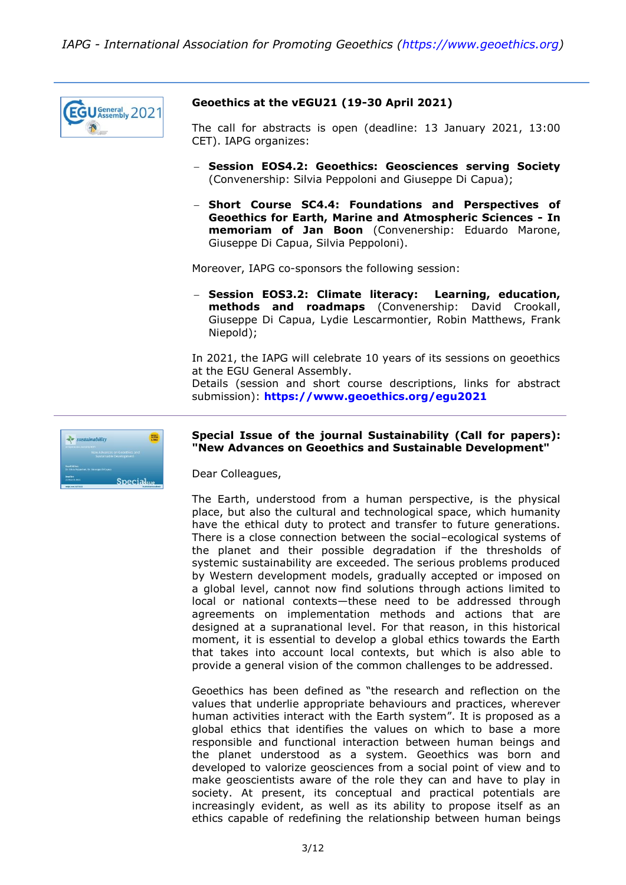## Geoethics at the vEGU21 (19-30 April 2021)

The call for abstracts is open (deadline: 13 January 2021, 13:00 CET). IAPG organizes:

- **Session EOS4.2: Geoethics: Geosciences serving Society** (Convenership: Silvia Peppoloni and Giuseppe Di Capua);
- **Short Course SC4.4: Foundations and Perspectives of Geoethics for Earth, Marine and Atmospheric Sciences - In memoriam of Jan Boon** (Convenership: Eduardo Marone, Giuseppe Di Capua, Silvia Peppoloni).

Moreover, IAPG co-sponsors the following session:

- **Session EOS3.2: Climate literacy: Learning, education, methods and roadmaps** (Convenership: David Crookall, Giuseppe Di Capua, Lydie Lescarmontier, Robin Matthews, Frank Niepold);

In 2021, the IAPG will celebrate 10 years of its sessions on geoethics at the EGU General Assembly.
Details (session and short course descriptions, links for abstract submission): **https://www.geoethics.org/egu2021**

---

## Special Issue of the journal Sustainability (Call for papers): "New Advances on Geoethics and Sustainable Development"

Dear Colleagues,

The Earth, understood from a human perspective, is the physical place, but also the cultural and technological space, which humanity have the ethical duty to protect and transfer to future generations. There is a close connection between the social–ecological systems of the planet and their possible degradation if the thresholds of systemic sustainability are exceeded. The serious problems produced by Western development models, gradually accepted or imposed on a global level, cannot now find solutions through actions limited to local or national contexts—these need to be addressed through agreements on implementation methods and actions that are designed at a supranational level. For that reason, in this historical moment, it is essential to develop a global ethics towards the Earth that takes into account local contexts, but which is also able to provide a general vision of the common challenges to be addressed.

Geoethics has been defined as "the research and reflection on the values that underlie appropriate behaviours and practices, wherever human activities interact with the Earth system". It is proposed as a global ethics that identifies the values on which to base a more responsible and functional interaction between human beings and the planet understood as a system. Geoethics was born and developed to valorize geosciences from a social point of view and to make geoscientists aware of the role they can and have to play in society. At present, its conceptual and practical potentials are increasingly evident, as well as its ability to propose itself as an ethics capable of redefining the relationship between human beings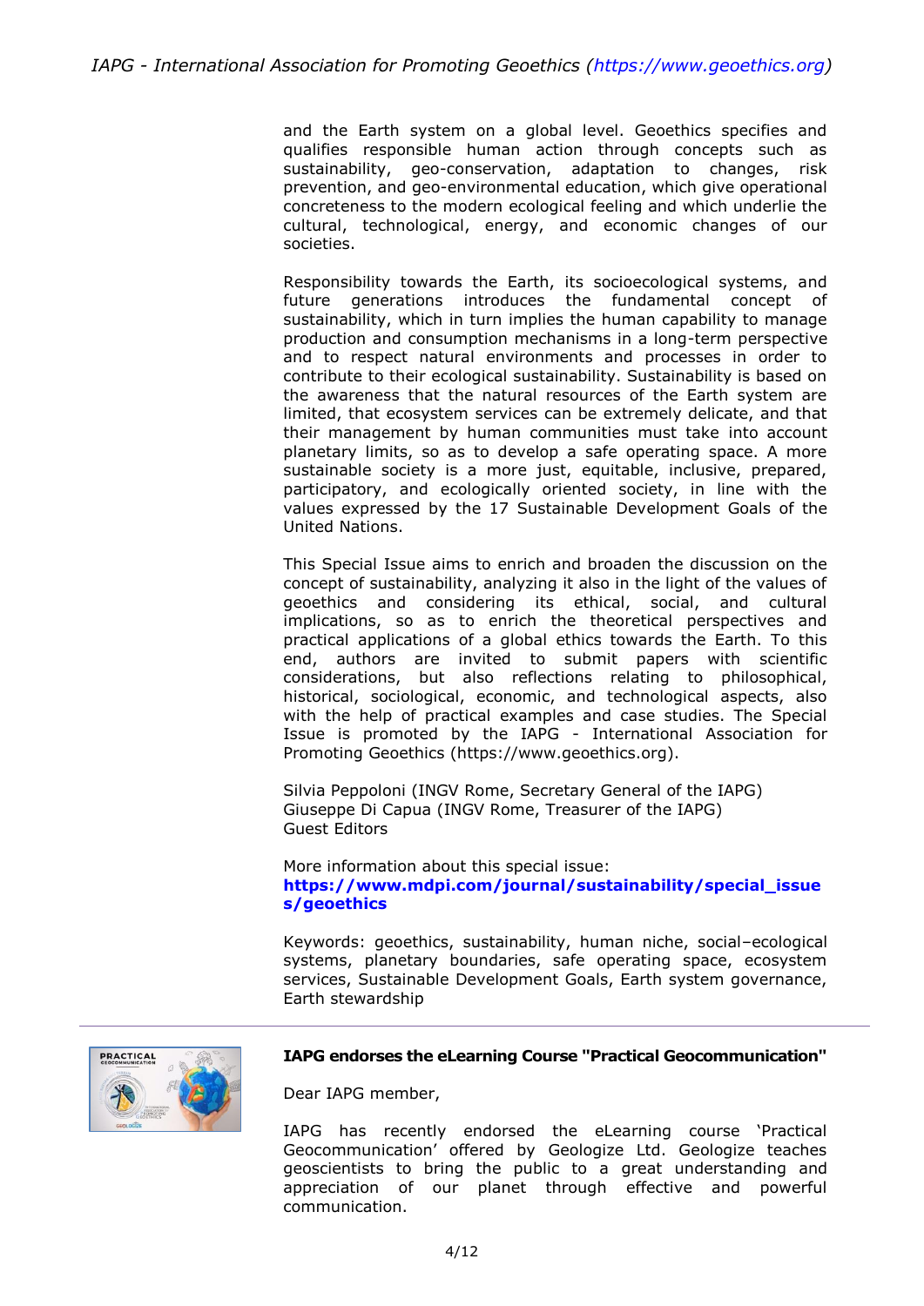and the Earth system on a global level. Geoethics specifies and qualifies responsible human action through concepts such as sustainability, geo-conservation, adaptation to changes, risk prevention, and geo-environmental education, which give operational concreteness to the modern ecological feeling and which underlie the cultural, technological, energy, and economic changes of our societies.

Responsibility towards the Earth, its socioecological systems, and future generations introduces the fundamental concept of sustainability, which in turn implies the human capability to manage production and consumption mechanisms in a long-term perspective and to respect natural environments and processes in order to contribute to their ecological sustainability. Sustainability is based on the awareness that the natural resources of the Earth system are limited, that ecosystem services can be extremely delicate, and that their management by human communities must take into account planetary limits, so as to develop a safe operating space. A more sustainable society is a more just, equitable, inclusive, prepared, participatory, and ecologically oriented society, in line with the values expressed by the 17 Sustainable Development Goals of the United Nations.

This Special Issue aims to enrich and broaden the discussion on the concept of sustainability, analyzing it also in the light of the values of geoethics and considering its ethical, social, and cultural implications, so as to enrich the theoretical perspectives and practical applications of a global ethics towards the Earth. To this end, authors are invited to submit papers with scientific considerations, but also reflections relating to philosophical, historical, sociological, economic, and technological aspects, also with the help of practical examples and case studies. The Special Issue is promoted by the IAPG - International Association for Promoting Geoethics (https://www.geoethics.org).

Silvia Peppoloni (INGV Rome, Secretary General of the IAPG)
Giuseppe Di Capua (INGV Rome, Treasurer of the IAPG)
Guest Editors

More information about this special issue:
**https://www.mdpi.com/journal/sustainability/special_issues/geoethics**

Keywords: geoethics, sustainability, human niche, social–ecological systems, planetary boundaries, safe operating space, ecosystem services, Sustainable Development Goals, Earth system governance, Earth stewardship

---

**IAPG endorses the eLearning Course "Practical Geocommunication"**

Dear IAPG member,

IAPG has recently endorsed the eLearning course 'Practical Geocommunication' offered by Geologize Ltd. Geologize teaches geoscientists to bring the public to a great understanding and appreciation of our planet through effective and powerful communication.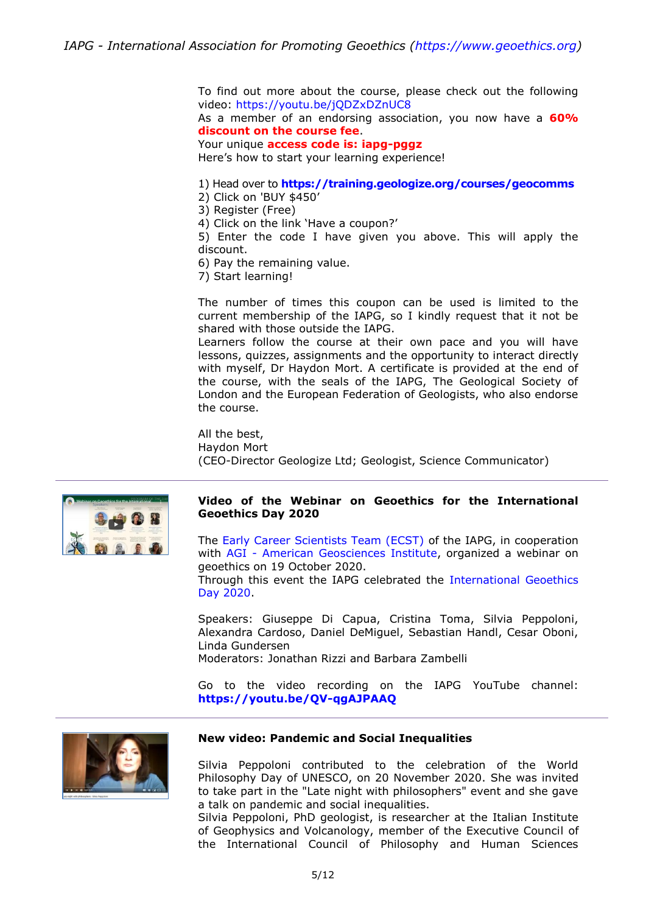To find out more about the course, please check out the following video: https://youtu.be/jQDZxDZnUC8
As a member of an endorsing association, you now have a **60% discount on the course fee**.
Your unique **access code is: iapg-pggz**
Here's how to start your learning experience!

1) Head over to **https://training.geologize.org/courses/geocomms**
2) Click on 'BUY $450'
3) Register (Free)
4) Click on the link 'Have a coupon?'
5) Enter the code I have given you above. This will apply the discount.
6) Pay the remaining value.
7) Start learning!

The number of times this coupon can be used is limited to the current membership of the IAPG, so I kindly request that it not be shared with those outside the IAPG.
Learners follow the course at their own pace and you will have lessons, quizzes, assignments and the opportunity to interact directly with myself, Dr Haydon Mort. A certificate is provided at the end of the course, with the seals of the IAPG, The Geological Society of London and the European Federation of Geologists, who also endorse the course.

All the best,
Haydon Mort
(CEO-Director Geologize Ltd; Geologist, Science Communicator)

---

**Video of the Webinar on Geoethics for the International Geoethics Day 2020**

The Early Career Scientists Team (ECST) of the IAPG, in cooperation with AGI - American Geosciences Institute, organized a webinar on geoethics on 19 October 2020.
Through this event the IAPG celebrated the International Geoethics Day 2020.

Speakers: Giuseppe Di Capua, Cristina Toma, Silvia Peppoloni, Alexandra Cardoso, Daniel DeMiguel, Sebastian Handl, Cesar Oboni, Linda Gundersen
Moderators: Jonathan Rizzi and Barbara Zambelli

Go to the video recording on the IAPG YouTube channel: **https://youtu.be/QV-qgAJPAAQ**

---

**New video: Pandemic and Social Inequalities**

Silvia Peppoloni contributed to the celebration of the World Philosophy Day of UNESCO, on 20 November 2020. She was invited to take part in the "Late night with philosophers" event and she gave a talk on pandemic and social inequalities.
Silvia Peppoloni, PhD geologist, is researcher at the Italian Institute of Geophysics and Volcanology, member of the Executive Council of the International Council of Philosophy and Human Sciences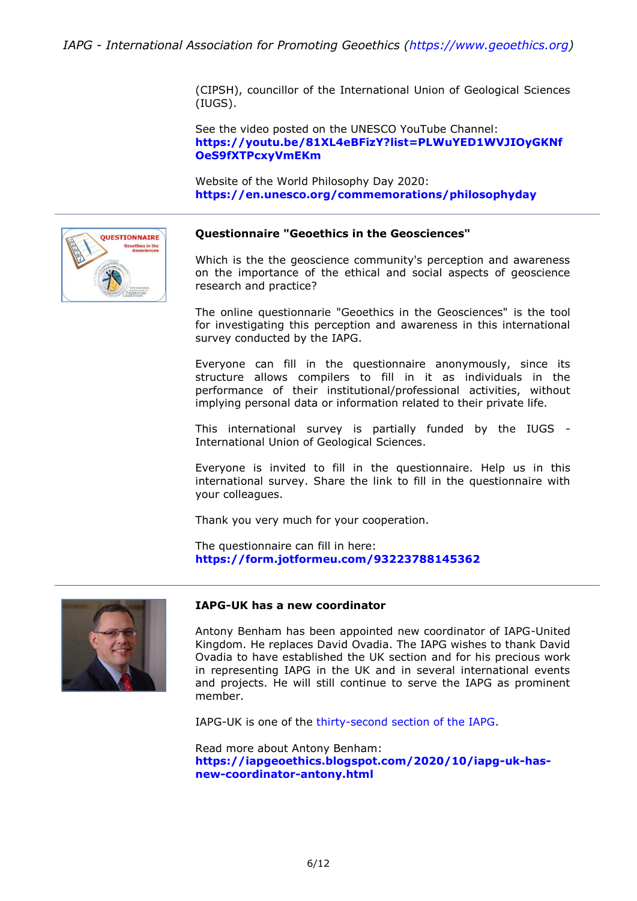(CIPSH), councillor of the International Union of Geological Sciences (IUGS).

See the video posted on the UNESCO YouTube Channel:
**https://youtu.be/81XL4eBFizY?list=PLWuYED1WVJIOyGKNfOeS9fXTPcxyVmEKm**

Website of the World Philosophy Day 2020:
**https://en.unesco.org/commemorations/philosophyday**

---

### Questionnaire "Geoethics in the Geosciences"

Which is the the geoscience community's perception and awareness on the importance of the ethical and social aspects of geoscience research and practice?

The online questionnarie "Geoethics in the Geosciences" is the tool for investigating this perception and awareness in this international survey conducted by the IAPG.

Everyone can fill in the questionnaire anonymously, since its structure allows compilers to fill in it as individuals in the performance of their institutional/professional activities, without implying personal data or information related to their private life.

This international survey is partially funded by the IUGS - International Union of Geological Sciences.

Everyone is invited to fill in the questionnaire. Help us in this international survey. Share the link to fill in the questionnaire with your colleagues.

Thank you very much for your cooperation.

The questionnaire can fill in here:
**https://form.jotformeu.com/93223788145362**

---

### IAPG-UK has a new coordinator

Antony Benham has been appointed new coordinator of IAPG-United Kingdom. He replaces David Ovadia. The IAPG wishes to thank David Ovadia to have established the UK section and for his precious work in representing IAPG in the UK and in several international events and projects. He will still continue to serve the IAPG as prominent member.

IAPG-UK is one of the thirty-second section of the IAPG.

Read more about Antony Benham:
**https://iapgeoethics.blogspot.com/2020/10/iapg-uk-has-new-coordinator-antony.html**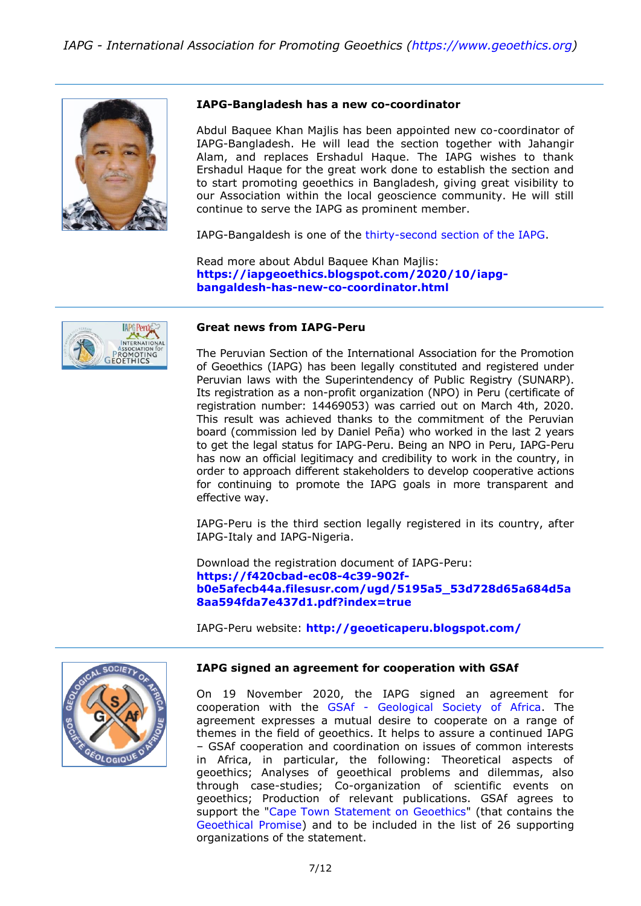## IAPG-Bangladesh has a new co-coordinator

Abdul Baquee Khan Majlis has been appointed new co-coordinator of IAPG-Bangladesh. He will lead the section together with Jahangir Alam, and replaces Ershadul Haque. The IAPG wishes to thank Ershadul Haque for the great work done to establish the section and to start promoting geoethics in Bangladesh, giving great visibility to our Association within the local geoscience community. He will still continue to serve the IAPG as prominent member.

IAPG-Bangaldesh is one of the thirty-second section of the IAPG.

Read more about Abdul Baquee Khan Majlis:
**https://iapgeoethics.blogspot.com/2020/10/iapg-bangaldesh-has-new-co-coordinator.html**

## Great news from IAPG-Peru

The Peruvian Section of the International Association for the Promotion of Geoethics (IAPG) has been legally constituted and registered under Peruvian laws with the Superintendency of Public Registry (SUNARP). Its registration as a non-profit organization (NPO) in Peru (certificate of registration number: 14469053) was carried out on March 4th, 2020. This result was achieved thanks to the commitment of the Peruvian board (commission led by Daniel Peña) who worked in the last 2 years to get the legal status for IAPG-Peru. Being an NPO in Peru, IAPG-Peru has now an official legitimacy and credibility to work in the country, in order to approach different stakeholders to develop cooperative actions for continuing to promote the IAPG goals in more transparent and effective way.

IAPG-Peru is the third section legally registered in its country, after IAPG-Italy and IAPG-Nigeria.

Download the registration document of IAPG-Peru:
**https://f420cbad-ec08-4c39-902f-b0e5afecb44a.filesusr.com/ugd/5195a5_53d728d65a684d5a8aa594fda7e437d1.pdf?index=true**

IAPG-Peru website: **http://geoeticaperu.blogspot.com/**

## IAPG signed an agreement for cooperation with GSAf

On 19 November 2020, the IAPG signed an agreement for cooperation with the GSAf - Geological Society of Africa. The agreement expresses a mutual desire to cooperate on a range of themes in the field of geoethics. It helps to assure a continued IAPG – GSAf cooperation and coordination on issues of common interests in Africa, in particular, the following: Theoretical aspects of geoethics; Analyses of geoethical problems and dilemmas, also through case-studies; Co-organization of scientific events on geoethics; Production of relevant publications. GSAf agrees to support the "Cape Town Statement on Geoethics" (that contains the Geoethical Promise) and to be included in the list of 26 supporting organizations of the statement.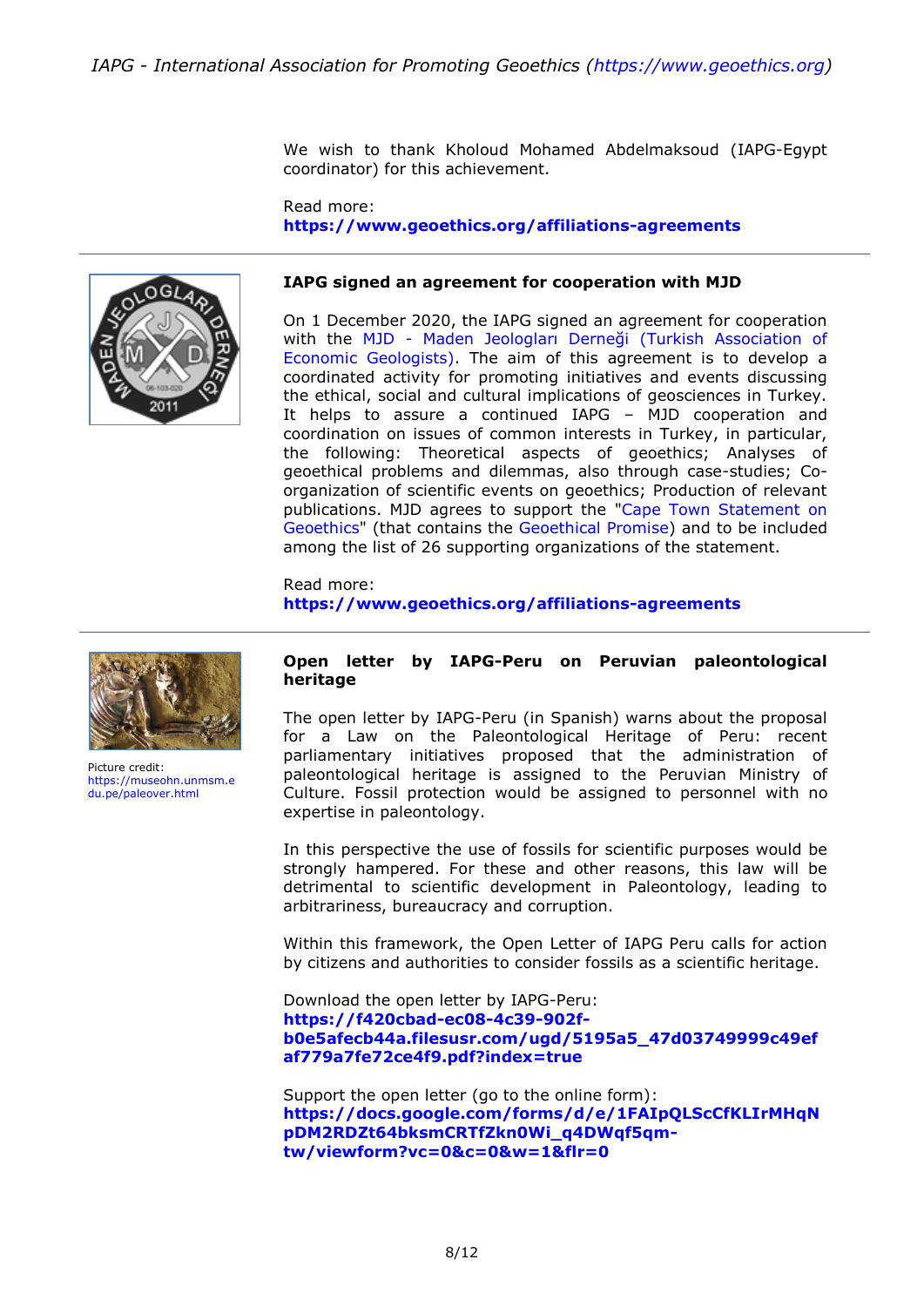We wish to thank Kholoud Mohamed Abdelmaksoud (IAPG-Egypt coordinator) for this achievement.

Read more:
**https://www.geoethics.org/affiliations-agreements**

---

**IAPG signed an agreement for cooperation with MJD**

On 1 December 2020, the IAPG signed an agreement for cooperation with the MJD - Maden Jeologları Derneği (Turkish Association of Economic Geologists). The aim of this agreement is to develop a coordinated activity for promoting initiatives and events discussing the ethical, social and cultural implications of geosciences in Turkey. It helps to assure a continued IAPG – MJD cooperation and coordination on issues of common interests in Turkey, in particular, the following: Theoretical aspects of geoethics; Analyses of geoethical problems and dilemmas, also through case-studies; Co-organization of scientific events on geoethics; Production of relevant publications. MJD agrees to support the "Cape Town Statement on Geoethics" (that contains the Geoethical Promise) and to be included among the list of 26 supporting organizations of the statement.

Read more:
**https://www.geoethics.org/affiliations-agreements**

---

Picture credit: https://museohn.unmsm.edu.pe/paleover.html

**Open letter by IAPG-Peru on Peruvian paleontological heritage**

The open letter by IAPG-Peru (in Spanish) warns about the proposal for a Law on the Paleontological Heritage of Peru: recent parliamentary initiatives proposed that the administration of paleontological heritage is assigned to the Peruvian Ministry of Culture. Fossil protection would be assigned to personnel with no expertise in paleontology.

In this perspective the use of fossils for scientific purposes would be strongly hampered. For these and other reasons, this law will be detrimental to scientific development in Paleontology, leading to arbitrariness, bureaucracy and corruption.

Within this framework, the Open Letter of IAPG Peru calls for action by citizens and authorities to consider fossils as a scientific heritage.

Download the open letter by IAPG-Peru:
**https://f420cbad-ec08-4c39-902f-b0e5afecb44a.filesusr.com/ugd/5195a5_47d03749999c49efaf779a7fe72ce4f9.pdf?index=true**

Support the open letter (go to the online form):
**https://docs.google.com/forms/d/e/1FAIpQLScCfKLIrMHqNpDM2RDZt64bksmCRTfZkn0Wi_q4DWqf5qm-tw/viewform?vc=0&c=0&w=1&flr=0**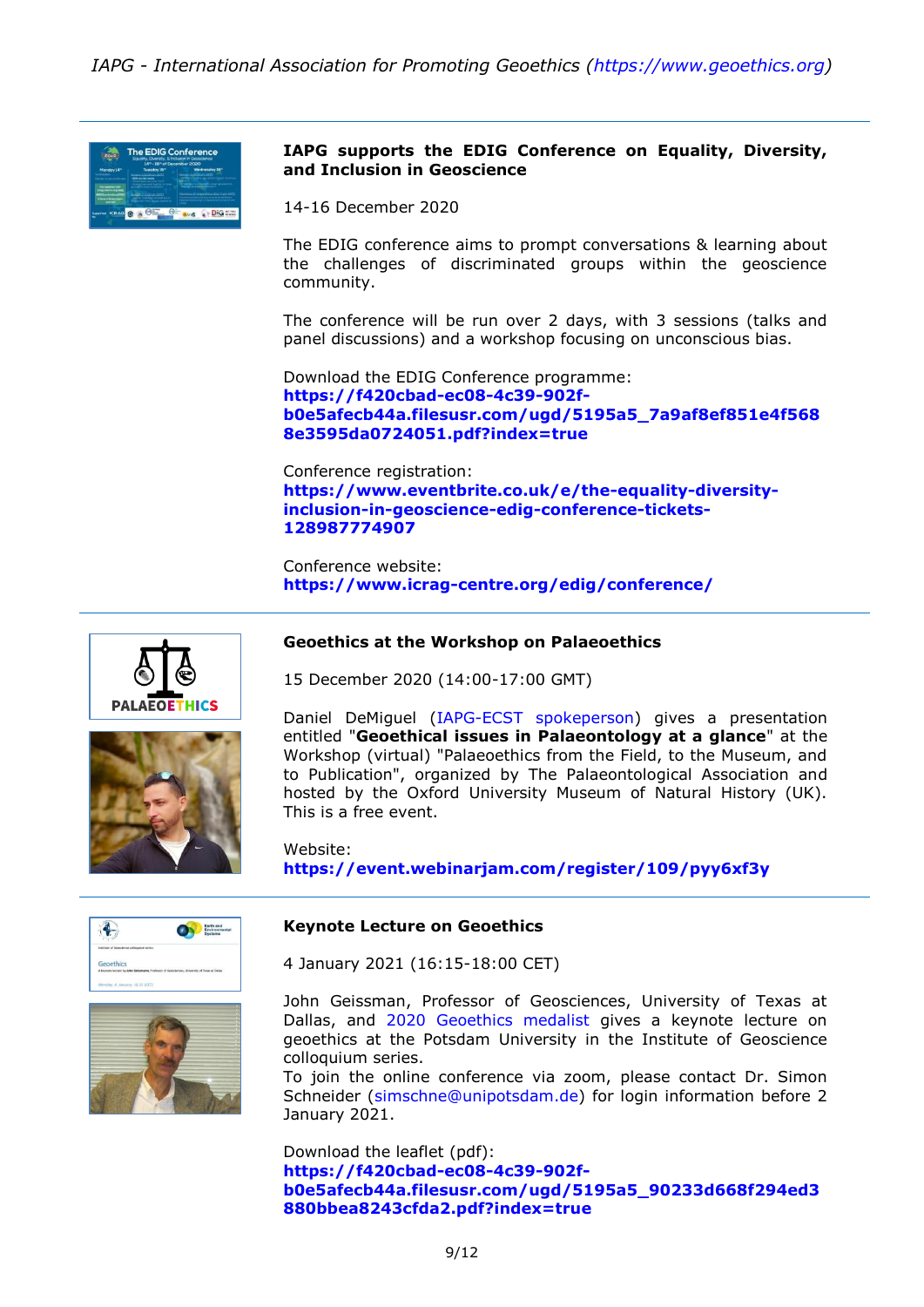## IAPG supports the EDIG Conference on Equality, Diversity, and Inclusion in Geoscience

14-16 December 2020

The EDIG conference aims to prompt conversations & learning about the challenges of discriminated groups within the geoscience community.

The conference will be run over 2 days, with 3 sessions (talks and panel discussions) and a workshop focusing on unconscious bias.

Download the EDIG Conference programme:
**https://f420cbad-ec08-4c39-902f-b0e5afecb44a.filesusr.com/ugd/5195a5_7a9af8ef851e4f5688e3595da0724051.pdf?index=true**

Conference registration:
**https://www.eventbrite.co.uk/e/the-equality-diversity-inclusion-in-geoscience-edig-conference-tickets-128987774907**

Conference website:
**https://www.icrag-centre.org/edig/conference/**

---

## Geoethics at the Workshop on Palaeoethics

15 December 2020 (14:00-17:00 GMT)

Daniel DeMiguel (IAPG-ECST spokeperson) gives a presentation entitled "**Geoethical issues in Palaeontology at a glance**" at the Workshop (virtual) "Palaeoethics from the Field, to the Museum, and to Publication", organized by The Palaeontological Association and hosted by the Oxford University Museum of Natural History (UK). This is a free event.

Website:
**https://event.webinarjam.com/register/109/pyy6xf3y**

---

## Keynote Lecture on Geoethics

4 January 2021 (16:15-18:00 CET)

John Geissman, Professor of Geosciences, University of Texas at Dallas, and 2020 Geoethics medalist gives a keynote lecture on geoethics at the Potsdam University in the Institute of Geoscience colloquium series.
To join the online conference via zoom, please contact Dr. Simon Schneider (simschne@unipotsdam.de) for login information before 2 January 2021.

Download the leaflet (pdf):
**https://f420cbad-ec08-4c39-902f-b0e5afecb44a.filesusr.com/ugd/5195a5_90233d668f294ed3880bbea8243cfda2.pdf?index=true**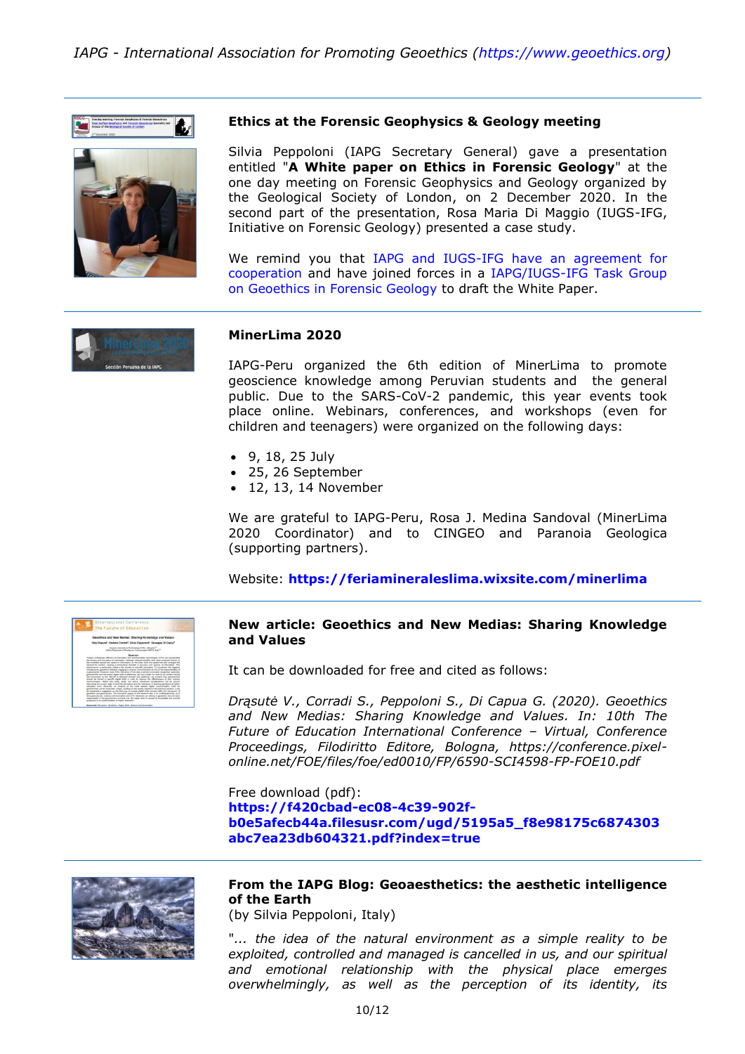## Ethics at the Forensic Geophysics & Geology meeting

Silvia Peppoloni (IAPG Secretary General) gave a presentation entitled "**A White paper on Ethics in Forensic Geology**" at the one day meeting on Forensic Geophysics and Geology organized by the Geological Society of London, on 2 December 2020. In the second part of the presentation, Rosa Maria Di Maggio (IUGS-IFG, Initiative on Forensic Geology) presented a case study.

We remind you that IAPG and IUGS-IFG have an agreement for cooperation and have joined forces in a IAPG/IUGS-IFG Task Group on Geoethics in Forensic Geology to draft the White Paper.

## MinerLima 2020

IAPG-Peru organized the 6th edition of MinerLima to promote geoscience knowledge among Peruvian students and the general public. Due to the SARS-CoV-2 pandemic, this year events took place online. Webinars, conferences, and workshops (even for children and teenagers) were organized on the following days:

- 9, 18, 25 July
- 25, 26 September
- 12, 13, 14 November

We are grateful to IAPG-Peru, Rosa J. Medina Sandoval (MinerLima 2020 Coordinator) and to CINGEO and Paranoia Geologica (supporting partners).

Website: **https://feriamineraleslima.wixsite.com/minerlima**

## New article: Geoethics and New Medias: Sharing Knowledge and Values

It can be downloaded for free and cited as follows:

*Drąsutė V., Corradi S., Peppoloni S., Di Capua G. (2020). Geoethics and New Medias: Sharing Knowledge and Values. In: 10th The Future of Education International Conference – Virtual, Conference Proceedings, Filodiritto Editore, Bologna, https://conference.pixel-online.net/FOE/files/foe/ed0010/FP/6590-SCI4598-FP-FOE10.pdf*

Free download (pdf):
**https://f420cbad-ec08-4c39-902f-b0e5afecb44a.filesusr.com/ugd/5195a5_f8e98175c6874303abc7ea23db604321.pdf?index=true**

## From the IAPG Blog: Geoaesthetics: the aesthetic intelligence of the Earth

(by Silvia Peppoloni, Italy)

"*... the idea of the natural environment as a simple reality to be exploited, controlled and managed is cancelled in us, and our spiritual and emotional relationship with the physical place emerges overwhelmingly, as well as the perception of its identity, its*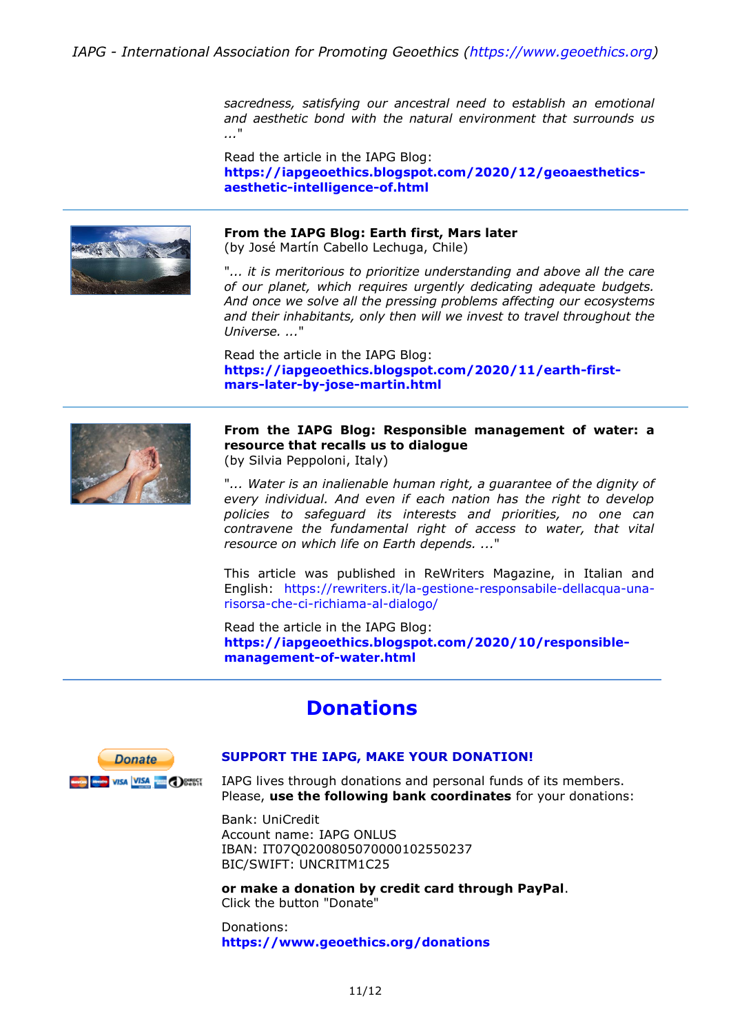*sacredness, satisfying our ancestral need to establish an emotional and aesthetic bond with the natural environment that surrounds us ..."*

Read the article in the IAPG Blog:
**https://iapgeoethics.blogspot.com/2020/12/geoaesthetics-aesthetic-intelligence-of.html**

---

**From the IAPG Blog: Earth first, Mars later**
(by José Martín Cabello Lechuga, Chile)

"... *it is meritorious to prioritize understanding and above all the care of our planet, which requires urgently dedicating adequate budgets. And once we solve all the pressing problems affecting our ecosystems and their inhabitants, only then will we invest to travel throughout the Universe. ...*"

Read the article in the IAPG Blog:
**https://iapgeoethics.blogspot.com/2020/11/earth-first-mars-later-by-jose-martin.html**

---

**From the IAPG Blog: Responsible management of water: a resource that recalls us to dialogue**
(by Silvia Peppoloni, Italy)

"... *Water is an inalienable human right, a guarantee of the dignity of every individual. And even if each nation has the right to develop policies to safeguard its interests and priorities, no one can contravene the fundamental right of access to water, that vital resource on which life on Earth depends. ...*"

This article was published in ReWriters Magazine, in Italian and English: https://rewriters.it/la-gestione-responsabile-dellacqua-una-risorsa-che-ci-richiama-al-dialogo/

Read the article in the IAPG Blog:
**https://iapgeoethics.blogspot.com/2020/10/responsible-management-of-water.html**

---

## Donations

**SUPPORT THE IAPG, MAKE YOUR DONATION!**

IAPG lives through donations and personal funds of its members.
Please, **use the following bank coordinates** for your donations:

Bank: UniCredit
Account name: IAPG ONLUS
IBAN: IT07Q0200805070000102550237
BIC/SWIFT: UNCRITM1C25

**or make a donation by credit card through PayPal**.
Click the button "Donate"

Donations:
**https://www.geoethics.org/donations**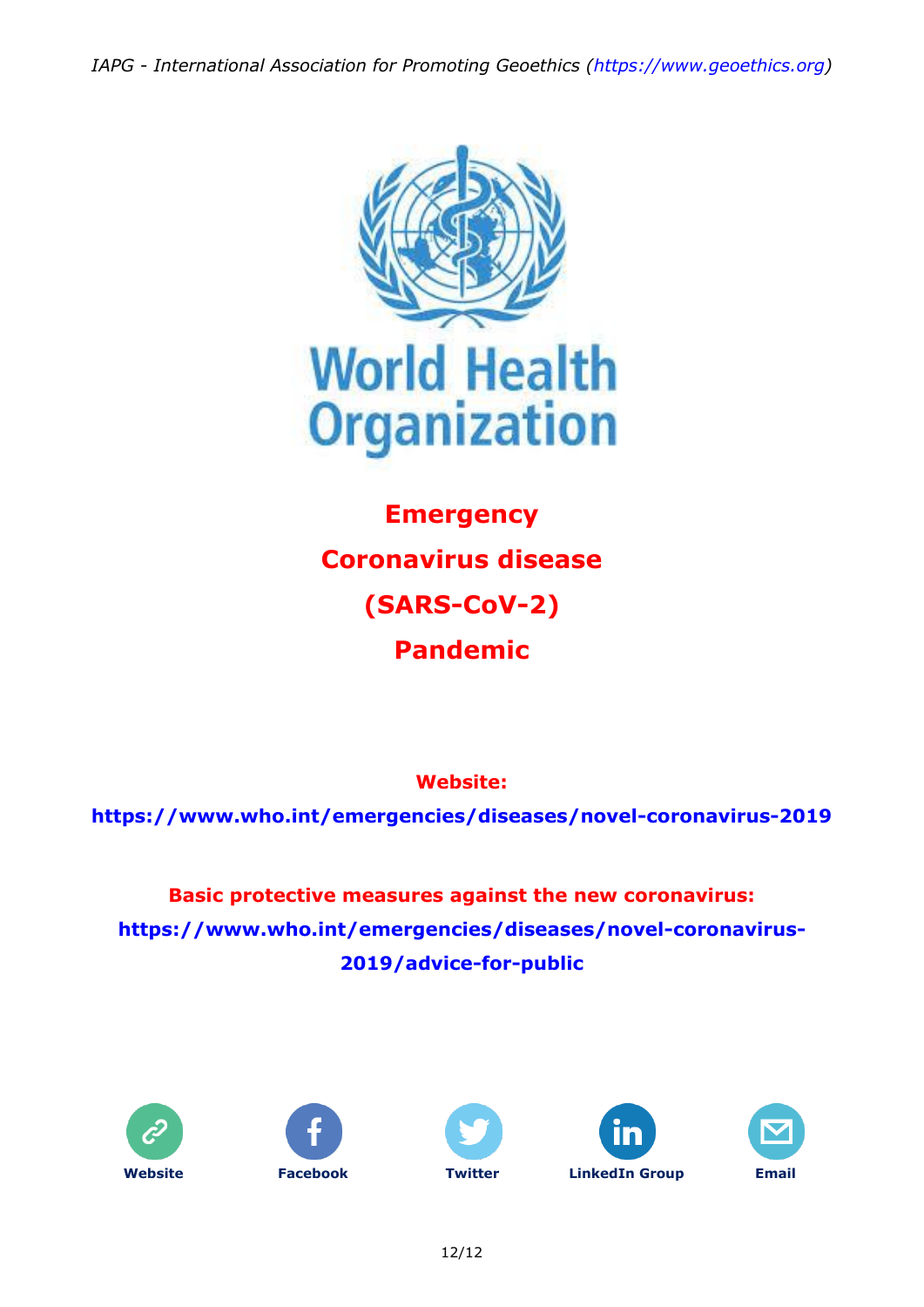World Health Organization

**Emergency**

**Coronavirus disease**

**(SARS-CoV-2)**

**Pandemic**

**Website:**

**https://www.who.int/emergencies/diseases/novel-coronavirus-2019**

**Basic protective measures against the new coronavirus:**

**https://www.who.int/emergencies/diseases/novel-coronavirus-2019/advice-for-public**

Website | Facebook | Twitter | LinkedIn Group | Email